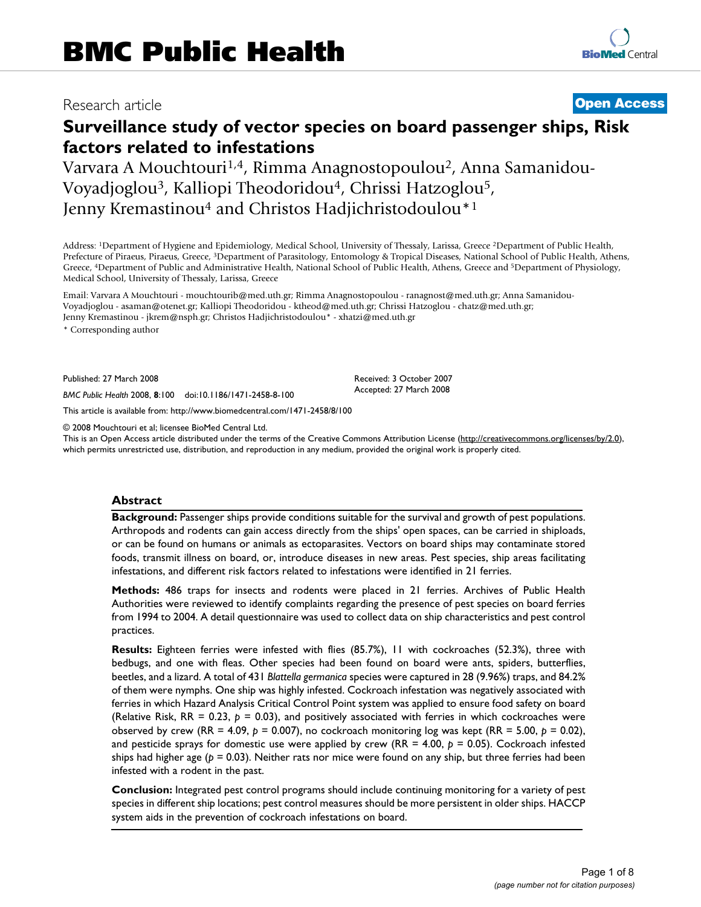BMC Public Health

Research article

**Open Access**

# Surveillance study of vector species on board passenger ships, Risk factors related to infestations

Varvara A Mouchtouri[1,4], Rimma Anagnostopoulou[2], Anna Samanidou-Voyadjoglou[3], Kalliopi Theodoridou[4], Chrissi Hatzoglou[5], Jenny Kremastinou[4] and Christos Hadjichristodoulou*[1]

Address: [1]Department of Hygiene and Epidemiology, Medical School, University of Thessaly, Larissa, Greece [2]Department of Public Health, Prefecture of Piraeus, Piraeus, Greece, [3]Department of Parasitology, Entomology & Tropical Diseases, National School of Public Health, Athens, Greece, [4]Department of Public and Administrative Health, National School of Public Health, Athens, Greece and [5]Department of Physiology, Medical School, University of Thessaly, Larissa, Greece

Email: Varvara A Mouchtouri - mouchtourib@med.uth.gr; Rimma Anagnostopoulou - ranagnost@med.uth.gr; Anna Samanidou-Voyadjoglou - asaman@otenet.gr; Kalliopi Theodoridou - ktheod@med.uth.gr; Chrissi Hatzoglou - chatz@med.uth.gr; Jenny Kremastinou - jkrem@nsph.gr; Christos Hadjichristodoulou* - xhatzi@med.uth.gr

* Corresponding author

Published: 27 March 2008

*BMC Public Health* 2008, **8**:100 doi:10.1186/1471-2458-8-100

Received: 3 October 2007
Accepted: 27 March 2008

This article is available from: http://www.biomedcentral.com/1471-2458/8/100

© 2008 Mouchtouri et al; licensee BioMed Central Ltd.
This is an Open Access article distributed under the terms of the Creative Commons Attribution License (http://creativecommons.org/licenses/by/2.0), which permits unrestricted use, distribution, and reproduction in any medium, provided the original work is properly cited.

## Abstract

**Background:** Passenger ships provide conditions suitable for the survival and growth of pest populations. Arthropods and rodents can gain access directly from the ships' open spaces, can be carried in shiploads, or can be found on humans or animals as ectoparasites. Vectors on board ships may contaminate stored foods, transmit illness on board, or, introduce diseases in new areas. Pest species, ship areas facilitating infestations, and different risk factors related to infestations were identified in 21 ferries.

**Methods:** 486 traps for insects and rodents were placed in 21 ferries. Archives of Public Health Authorities were reviewed to identify complaints regarding the presence of pest species on board ferries from 1994 to 2004. A detail questionnaire was used to collect data on ship characteristics and pest control practices.

**Results:** Eighteen ferries were infested with flies (85.7%), 11 with cockroaches (52.3%), three with bedbugs, and one with fleas. Other species had been found on board were ants, spiders, butterflies, beetles, and a lizard. A total of 431 *Blattella germanica* species were captured in 28 (9.96%) traps, and 84.2% of them were nymphs. One ship was highly infested. Cockroach infestation was negatively associated with ferries in which Hazard Analysis Critical Control Point system was applied to ensure food safety on board (Relative Risk, RR = 0.23, $p = 0.03$), and positively associated with ferries in which cockroaches were observed by crew (RR = 4.09, $p = 0.007$), no cockroach monitoring log was kept (RR = 5.00, $p = 0.02$), and pesticide sprays for domestic use were applied by crew (RR = 4.00, $p = 0.05$). Cockroach infested ships had higher age ($p = 0.03$). Neither rats nor mice were found on any ship, but three ferries had been infested with a rodent in the past.

**Conclusion:** Integrated pest control programs should include continuing monitoring for a variety of pest species in different ship locations; pest control measures should be more persistent in older ships. HACCP system aids in the prevention of cockroach infestations on board.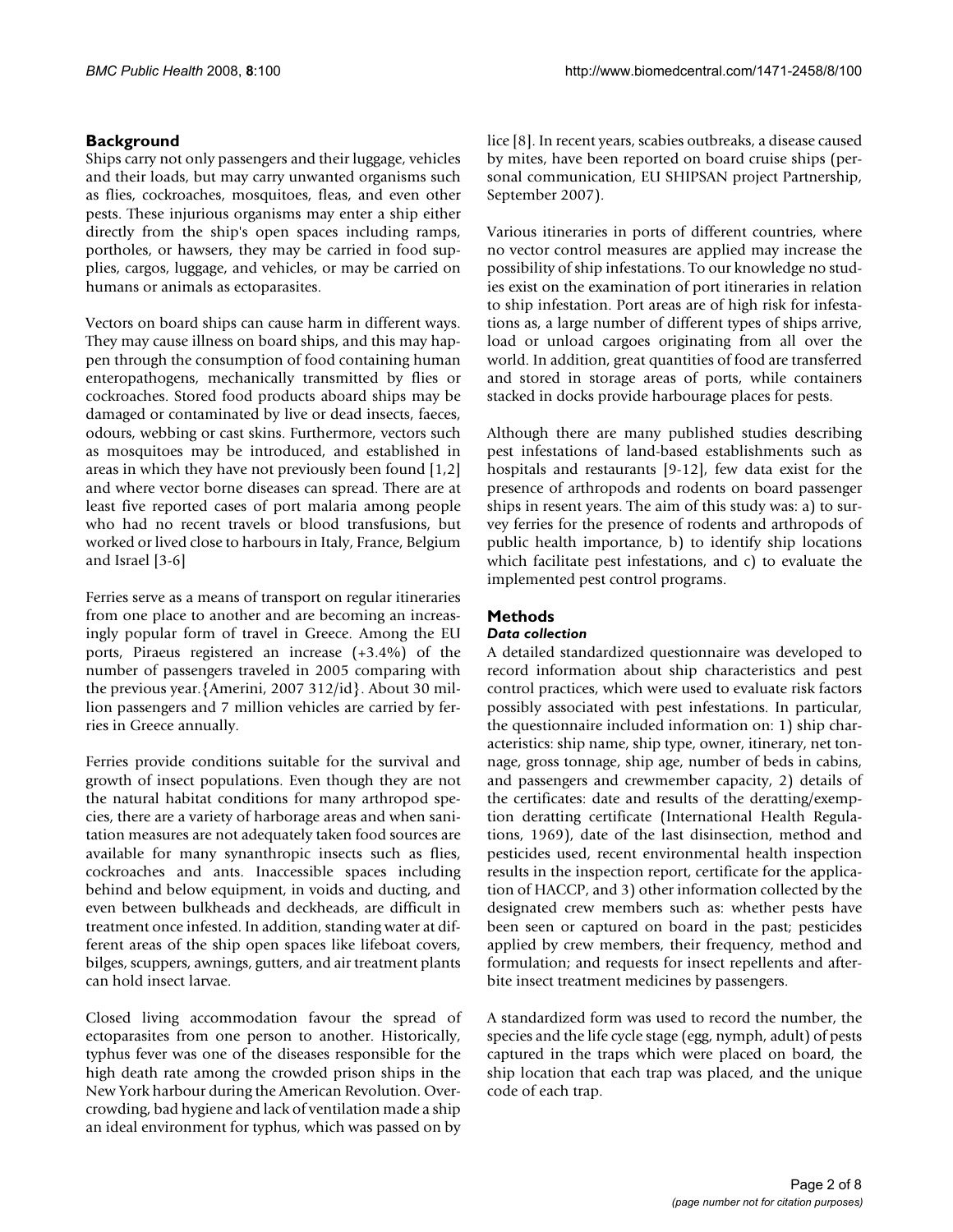## Background

Ships carry not only passengers and their luggage, vehicles and their loads, but may carry unwanted organisms such as flies, cockroaches, mosquitoes, fleas, and even other pests. These injurious organisms may enter a ship either directly from the ship's open spaces including ramps, portholes, or hawsers, they may be carried in food supplies, cargos, luggage, and vehicles, or may be carried on humans or animals as ectoparasites.

Vectors on board ships can cause harm in different ways. They may cause illness on board ships, and this may happen through the consumption of food containing human enteropathogens, mechanically transmitted by flies or cockroaches. Stored food products aboard ships may be damaged or contaminated by live or dead insects, faeces, odours, webbing or cast skins. Furthermore, vectors such as mosquitoes may be introduced, and established in areas in which they have not previously been found [1,2] and where vector borne diseases can spread. There are at least five reported cases of port malaria among people who had no recent travels or blood transfusions, but worked or lived close to harbours in Italy, France, Belgium and Israel [3-6]

Ferries serve as a means of transport on regular itineraries from one place to another and are becoming an increasingly popular form of travel in Greece. Among the EU ports, Piraeus registered an increase (+3.4%) of the number of passengers traveled in 2005 comparing with the previous year.{Amerini, 2007 312/id}. About 30 million passengers and 7 million vehicles are carried by ferries in Greece annually.

Ferries provide conditions suitable for the survival and growth of insect populations. Even though they are not the natural habitat conditions for many arthropod species, there are a variety of harborage areas and when sanitation measures are not adequately taken food sources are available for many synanthropic insects such as flies, cockroaches and ants. Inaccessible spaces including behind and below equipment, in voids and ducting, and even between bulkheads and deckheads, are difficult in treatment once infested. In addition, standing water at different areas of the ship open spaces like lifeboat covers, bilges, scuppers, awnings, gutters, and air treatment plants can hold insect larvae.

Closed living accommodation favour the spread of ectoparasites from one person to another. Historically, typhus fever was one of the diseases responsible for the high death rate among the crowded prison ships in the New York harbour during the American Revolution. Overcrowding, bad hygiene and lack of ventilation made a ship an ideal environment for typhus, which was passed on by lice [8]. In recent years, scabies outbreaks, a disease caused by mites, have been reported on board cruise ships (personal communication, EU SHIPSAN project Partnership, September 2007).

Various itineraries in ports of different countries, where no vector control measures are applied may increase the possibility of ship infestations. To our knowledge no studies exist on the examination of port itineraries in relation to ship infestation. Port areas are of high risk for infestations as, a large number of different types of ships arrive, load or unload cargoes originating from all over the world. In addition, great quantities of food are transferred and stored in storage areas of ports, while containers stacked in docks provide harbourage places for pests.

Although there are many published studies describing pest infestations of land-based establishments such as hospitals and restaurants [9-12], few data exist for the presence of arthropods and rodents on board passenger ships in resent years. The aim of this study was: a) to survey ferries for the presence of rodents and arthropods of public health importance, b) to identify ship locations which facilitate pest infestations, and c) to evaluate the implemented pest control programs.

## Methods

### *Data collection*

A detailed standardized questionnaire was developed to record information about ship characteristics and pest control practices, which were used to evaluate risk factors possibly associated with pest infestations. In particular, the questionnaire included information on: 1) ship characteristics: ship name, ship type, owner, itinerary, net tonnage, gross tonnage, ship age, number of beds in cabins, and passengers and crewmember capacity, 2) details of the certificates: date and results of the deratting/exemption deratting certificate (International Health Regulations, 1969), date of the last disinsection, method and pesticides used, recent environmental health inspection results in the inspection report, certificate for the application of HACCP, and 3) other information collected by the designated crew members such as: whether pests have been seen or captured on board in the past; pesticides applied by crew members, their frequency, method and formulation; and requests for insect repellents and after-bite insect treatment medicines by passengers.

A standardized form was used to record the number, the species and the life cycle stage (egg, nymph, adult) of pests captured in the traps which were placed on board, the ship location that each trap was placed, and the unique code of each trap.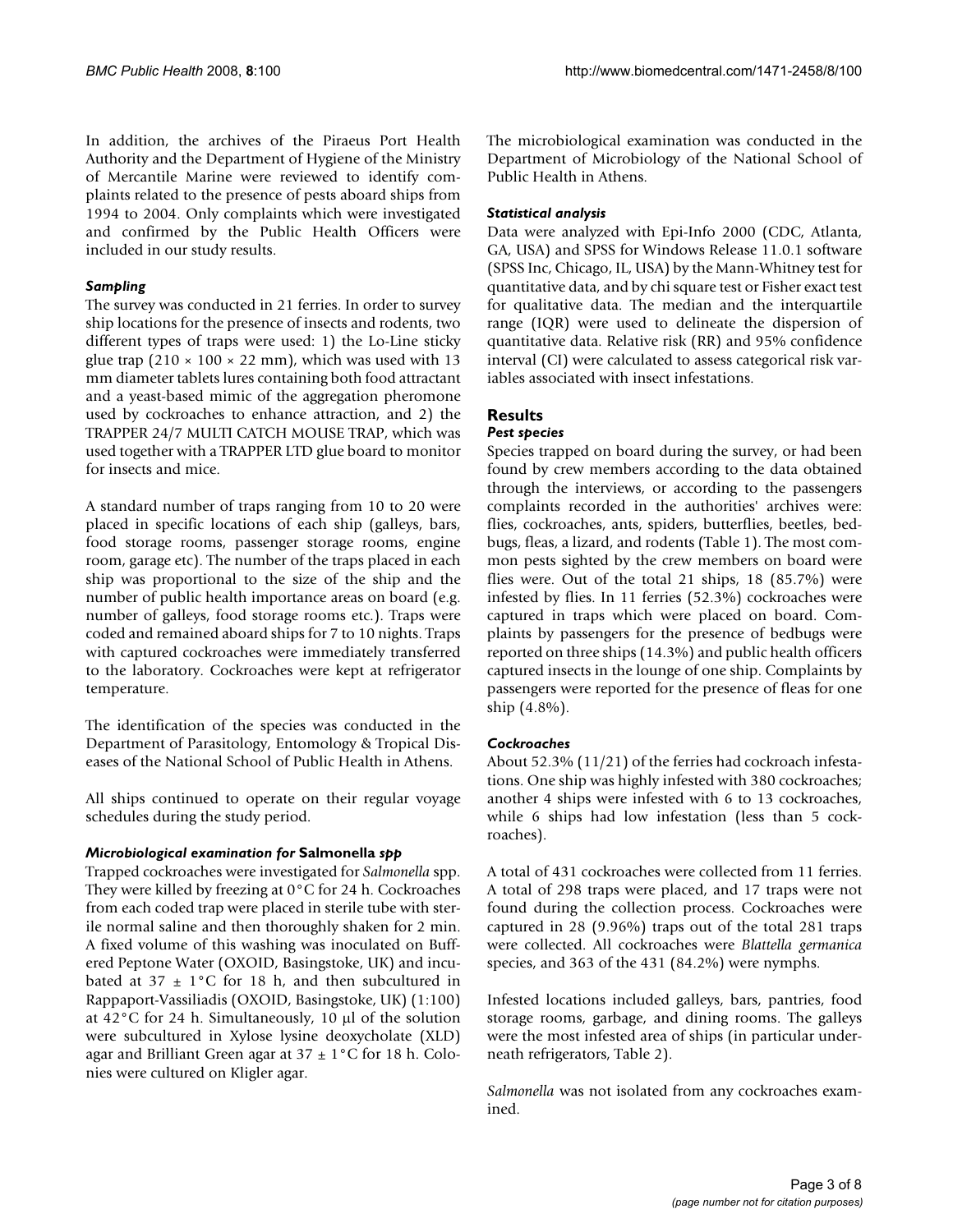In addition, the archives of the Piraeus Port Health Authority and the Department of Hygiene of the Ministry of Mercantile Marine were reviewed to identify complaints related to the presence of pests aboard ships from 1994 to 2004. Only complaints which were investigated and confirmed by the Public Health Officers were included in our study results.

### *Sampling*

The survey was conducted in 21 ferries. In order to survey ship locations for the presence of insects and rodents, two different types of traps were used: 1) the Lo-Line sticky glue trap (210 × 100 × 22 mm), which was used with 13 mm diameter tablets lures containing both food attractant and a yeast-based mimic of the aggregation pheromone used by cockroaches to enhance attraction, and 2) the TRAPPER 24/7 MULTI CATCH MOUSE TRAP, which was used together with a TRAPPER LTD glue board to monitor for insects and mice.

A standard number of traps ranging from 10 to 20 were placed in specific locations of each ship (galleys, bars, food storage rooms, passenger storage rooms, engine room, garage etc). The number of the traps placed in each ship was proportional to the size of the ship and the number of public health importance areas on board (e.g. number of galleys, food storage rooms etc.). Traps were coded and remained aboard ships for 7 to 10 nights. Traps with captured cockroaches were immediately transferred to the laboratory. Cockroaches were kept at refrigerator temperature.

The identification of the species was conducted in the Department of Parasitology, Entomology & Tropical Diseases of the National School of Public Health in Athens.

All ships continued to operate on their regular voyage schedules during the study period.

### *Microbiological examination for* **Salmonella** *spp*

Trapped cockroaches were investigated for *Salmonella* spp. They were killed by freezing at 0°C for 24 h. Cockroaches from each coded trap were placed in sterile tube with sterile normal saline and then thoroughly shaken for 2 min. A fixed volume of this washing was inoculated on Buffered Peptone Water (OXOID, Basingstoke, UK) and incubated at 37 ± 1°C for 18 h, and then subcultured in Rappaport-Vassiliadis (OXOID, Basingstoke, UK) (1:100) at 42°C for 24 h. Simultaneously, 10 μl of the solution were subcultured in Xylose lysine deoxycholate (XLD) agar and Brilliant Green agar at 37 ± 1°C for 18 h. Colonies were cultured on Kligler agar.

The microbiological examination was conducted in the Department of Microbiology of the National School of Public Health in Athens.

### *Statistical analysis*

Data were analyzed with Epi-Info 2000 (CDC, Atlanta, GA, USA) and SPSS for Windows Release 11.0.1 software (SPSS Inc, Chicago, IL, USA) by the Mann-Whitney test for quantitative data, and by chi square test or Fisher exact test for qualitative data. The median and the interquartile range (IQR) were used to delineate the dispersion of quantitative data. Relative risk (RR) and 95% confidence interval (CI) were calculated to assess categorical risk variables associated with insect infestations.

## Results

### *Pest species*

Species trapped on board during the survey, or had been found by crew members according to the data obtained through the interviews, or according to the passengers complaints recorded in the authorities' archives were: flies, cockroaches, ants, spiders, butterflies, beetles, bedbugs, fleas, a lizard, and rodents (Table 1). The most common pests sighted by the crew members on board were flies were. Out of the total 21 ships, 18 (85.7%) were infested by flies. In 11 ferries (52.3%) cockroaches were captured in traps which were placed on board. Complaints by passengers for the presence of bedbugs were reported on three ships (14.3%) and public health officers captured insects in the lounge of one ship. Complaints by passengers were reported for the presence of fleas for one ship (4.8%).

### *Cockroaches*

About 52.3% (11/21) of the ferries had cockroach infestations. One ship was highly infested with 380 cockroaches; another 4 ships were infested with 6 to 13 cockroaches, while 6 ships had low infestation (less than 5 cockroaches).

A total of 431 cockroaches were collected from 11 ferries. A total of 298 traps were placed, and 17 traps were not found during the collection process. Cockroaches were captured in 28 (9.96%) traps out of the total 281 traps were collected. All cockroaches were *Blattella germanica* species, and 363 of the 431 (84.2%) were nymphs.

Infested locations included galleys, bars, pantries, food storage rooms, garbage, and dining rooms. The galleys were the most infested area of ships (in particular underneath refrigerators, Table 2).

*Salmonella* was not isolated from any cockroaches examined.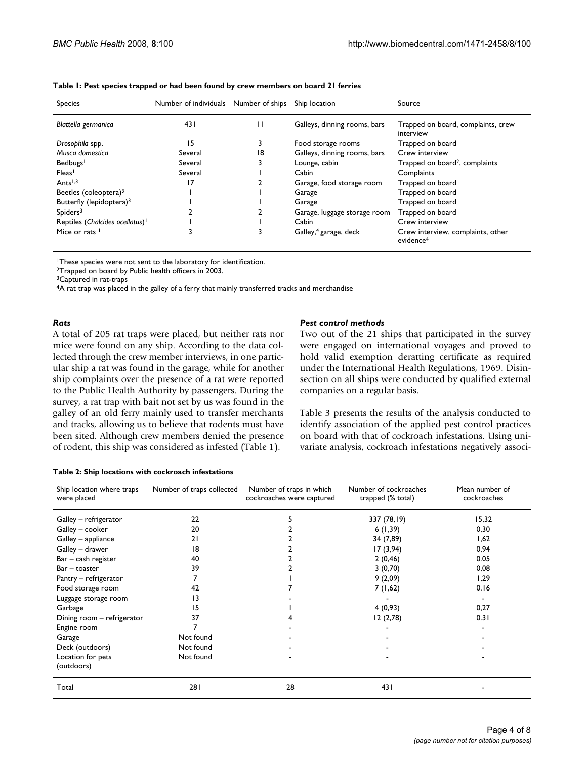**Table 1: Pest species trapped or had been found by crew members on board 21 ferries**

| Species | Number of individuals | Number of ships | Ship location | Source |
|---|---|---|---|---|
| *Blattella germanica* | 431 | 11 | Galleys, dinning rooms, bars | Trapped on board, complaints, crew interview |
| *Drosophila* spp. | 15 | 3 | Food storage rooms | Trapped on board |
| *Musca domestica* | Several | 18 | Galleys, dinning rooms, bars | Crew interview |
| Bedbugs[1] | Several | 3 | Lounge, cabin | Trapped on board[2], complaints |
| Fleas[1] | Several | 1 | Cabin | Complaints |
| Ants[1,3] | 17 | 2 | Garage, food storage room | Trapped on board |
| Beetles (coleoptera)[3] | 1 | 1 | Garage | Trapped on board |
| Butterfly (lepidoptera)[3] | 1 | 1 | Garage | Trapped on board |
| Spiders[3] | 2 | 2 | Garage, luggage storage room | Trapped on board |
| Reptiles (*Chalcides ocellatus*)[1] | 1 | 1 | Cabin | Crew interview |
| Mice or rats [1] | 3 | 3 | Galley,[4] garage, deck | Crew interview, complaints, other evidence[4] |

[1]These species were not sent to the laboratory for identification.
[2]Trapped on board by Public health officers in 2003.
[3]Captured in rat-traps
[4]A rat trap was placed in the galley of a ferry that mainly transferred tracks and merchandise

### *Rats*

A total of 205 rat traps were placed, but neither rats nor mice were found on any ship. According to the data collected through the crew member interviews, in one particular ship a rat was found in the garage, while for another ship complaints over the presence of a rat were reported to the Public Health Authority by passengers. During the survey, a rat trap with bait not set by us was found in the galley of an old ferry mainly used to transfer merchants and tracks, allowing us to believe that rodents must have been sited. Although crew members denied the presence of rodent, this ship was considered as infested (Table 1).

### *Pest control methods*

Two out of the 21 ships that participated in the survey were engaged on international voyages and proved to hold valid exemption deratting certificate as required under the International Health Regulations, 1969. Disinsection on all ships were conducted by qualified external companies on a regular basis.

Table 3 presents the results of the analysis conducted to identify association of the applied pest control practices on board with that of cockroach infestations. Using univariate analysis, cockroach infestations negatively associ-

**Table 2: Ship locations with cockroach infestations**

| Ship location where traps were placed | Number of traps collected | Number of traps in which cockroaches were captured | Number of cockroaches trapped (% total) | Mean number of cockroaches |
|---|---|---|---|---|
| Galley – refrigerator | 22 | 5 | 337 (78,19) | 15,32 |
| Galley – cooker | 20 | 2 | 6 (1,39) | 0,30 |
| Galley – appliance | 21 | 2 | 34 (7,89) | 1,62 |
| Galley – drawer | 18 | 2 | 17 (3,94) | 0,94 |
| Bar – cash register | 40 | 2 | 2 (0,46) | 0.05 |
| Bar – toaster | 39 | 2 | 3 (0,70) | 0,08 |
| Pantry – refrigerator | 7 | 1 | 9 (2,09) | 1,29 |
| Food storage room | 42 | 7 | 7 (1,62) | 0.16 |
| Luggage storage room | 13 | - | - | - |
| Garbage | 15 | 1 | 4 (0,93) | 0,27 |
| Dining room – refrigerator | 37 | 4 | 12 (2,78) | 0.31 |
| Engine room | 7 | - | - | - |
| Garage | Not found | - | - | - |
| Deck (outdoors) | Not found | - | - | - |
| Location for pets (outdoors) | Not found | - | - | - |
| Total | 281 | 28 | 431 | - |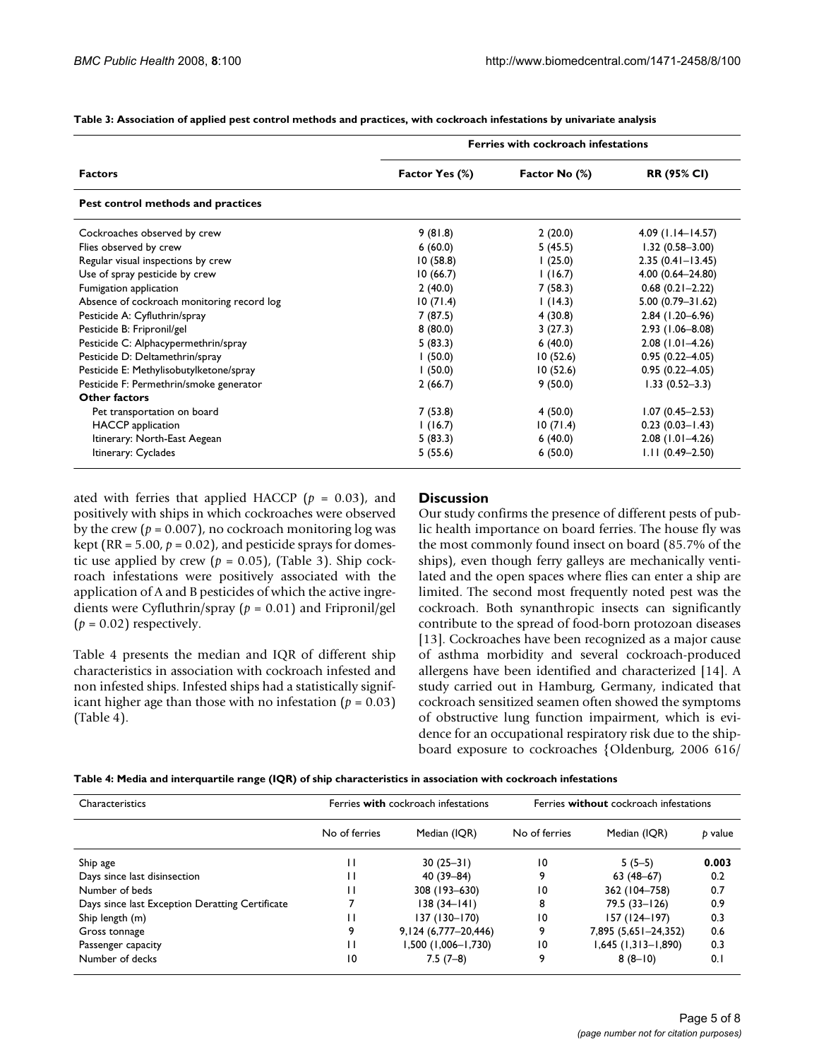**Table 3: Association of applied pest control methods and practices, with cockroach infestations by univariate analysis**

| Factors | Ferries with cockroach infestations | | |
|---|---|---|---|
| | Factor Yes (%) | Factor No (%) | RR (95% CI) |
| **Pest control methods and practices** | | | |
| Cockroaches observed by crew | 9 (81.8) | 2 (20.0) | 4.09 (1.14–14.57) |
| Flies observed by crew | 6 (60.0) | 5 (45.5) | 1.32 (0.58–3.00) |
| Regular visual inspections by crew | 10 (58.8) | 1 (25.0) | 2.35 (0.41–13.45) |
| Use of spray pesticide by crew | 10 (66.7) | 1 (16.7) | 4.00 (0.64–24.80) |
| Fumigation application | 2 (40.0) | 7 (58.3) | 0.68 (0.21–2.22) |
| Absence of cockroach monitoring record log | 10 (71.4) | 1 (14.3) | 5.00 (0.79–31.62) |
| Pesticide A: Cyfluthrin/spray | 7 (87.5) | 4 (30.8) | 2.84 (1.20–6.96) |
| Pesticide B: Fripronil/gel | 8 (80.0) | 3 (27.3) | 2.93 (1.06–8.08) |
| Pesticide C: Alphacypermethrin/spray | 5 (83.3) | 6 (40.0) | 2.08 (1.01–4.26) |
| Pesticide D: Deltamethrin/spray | 1 (50.0) | 10 (52.6) | 0.95 (0.22–4.05) |
| Pesticide E: Methylisobutylketone/spray | 1 (50.0) | 10 (52.6) | 0.95 (0.22–4.05) |
| Pesticide F: Permethrin/smoke generator | 2 (66.7) | 9 (50.0) | 1.33 (0.52–3.3) |
| **Other factors** | | | |
| Pet transportation on board | 7 (53.8) | 4 (50.0) | 1.07 (0.45–2.53) |
| HACCP application | 1 (16.7) | 10 (71.4) | 0.23 (0.03–1.43) |
| Itinerary: North-East Aegean | 5 (83.3) | 6 (40.0) | 2.08 (1.01–4.26) |
| Itinerary: Cyclades | 5 (55.6) | 6 (50.0) | 1.11 (0.49–2.50) |

ated with ferries that applied HACCP ($p$ = 0.03), and positively with ships in which cockroaches were observed by the crew ($p$ = 0.007), no cockroach monitoring log was kept (RR = 5.00, $p$ = 0.02), and pesticide sprays for domestic use applied by crew ($p$ = 0.05), (Table 3). Ship cockroach infestations were positively associated with the application of A and B pesticides of which the active ingredients were Cyfluthrin/spray ($p$ = 0.01) and Fripronil/gel ($p$ = 0.02) respectively.

Table 4 presents the median and IQR of different ship characteristics in association with cockroach infested and non infested ships. Infested ships had a statistically significant higher age than those with no infestation ($p$ = 0.03) (Table 4).

## Discussion

Our study confirms the presence of different pests of public health importance on board ferries. The house fly was the most commonly found insect on board (85.7% of the ships), even though ferry galleys are mechanically ventilated and the open spaces where flies can enter a ship are limited. The second most frequently noted pest was the cockroach. Both synanthropic insects can significantly contribute to the spread of food-born protozoan diseases [13]. Cockroaches have been recognized as a major cause of asthma morbidity and several cockroach-produced allergens have been identified and characterized [14]. A study carried out in Hamburg, Germany, indicated that cockroach sensitized seamen often showed the symptoms of obstructive lung function impairment, which is evidence for an occupational respiratory risk due to the shipboard exposure to cockroaches {Oldenburg, 2006 616/

**Table 4: Media and interquartile range (IQR) of ship characteristics in association with cockroach infestations**

| Characteristics | Ferries **with** cockroach infestations | | Ferries **without** cockroach infestations | | |
|---|---|---|---|---|---|
| | No of ferries | Median (IQR) | No of ferries | Median (IQR) | $p$ value |
| Ship age | 11 | 30 (25–31) | 10 | 5 (5–5) | **0.003** |
| Days since last disinsection | 11 | 40 (39–84) | 9 | 63 (48–67) | 0.2 |
| Number of beds | 11 | 308 (193–630) | 10 | 362 (104–758) | 0.7 |
| Days since last Exception Deratting Certificate | 7 | 138 (34–141) | 8 | 79.5 (33–126) | 0.9 |
| Ship length (m) | 11 | 137 (130–170) | 10 | 157 (124–197) | 0.3 |
| Gross tonnage | 9 | 9,124 (6,777–20,446) | 9 | 7,895 (5,651–24,352) | 0.6 |
| Passenger capacity | 11 | 1,500 (1,006–1,730) | 10 | 1,645 (1,313–1,890) | 0.3 |
| Number of decks | 10 | 7.5 (7–8) | 9 | 8 (8–10) | 0.1 |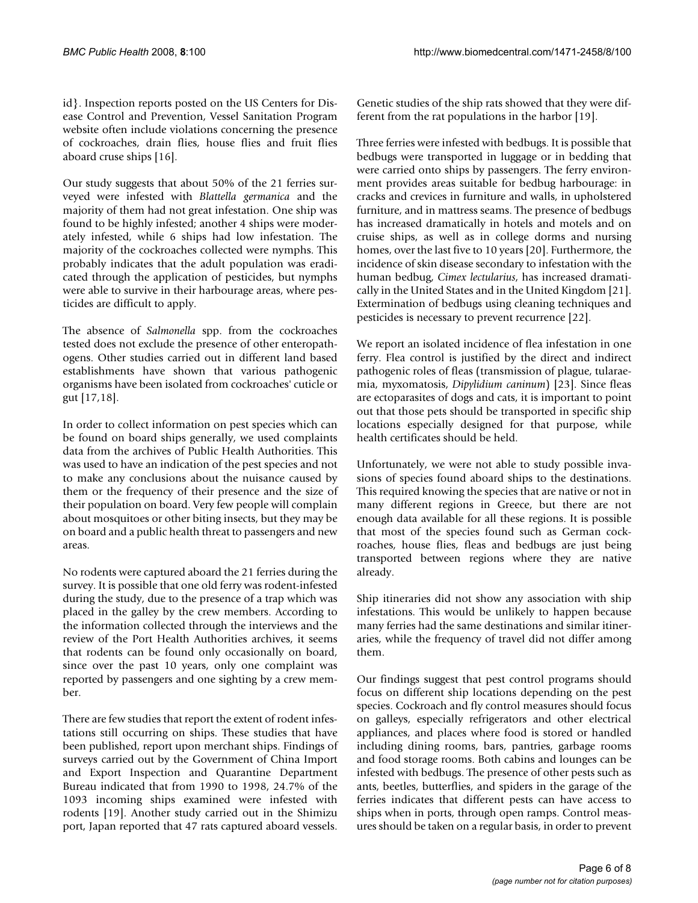id}. Inspection reports posted on the US Centers for Disease Control and Prevention, Vessel Sanitation Program website often include violations concerning the presence of cockroaches, drain flies, house flies and fruit flies aboard cruse ships [16].

Our study suggests that about 50% of the 21 ferries surveyed were infested with *Blattella germanica* and the majority of them had not great infestation. One ship was found to be highly infested; another 4 ships were moderately infested, while 6 ships had low infestation. The majority of the cockroaches collected were nymphs. This probably indicates that the adult population was eradicated through the application of pesticides, but nymphs were able to survive in their harbourage areas, where pesticides are difficult to apply.

The absence of *Salmonella* spp. from the cockroaches tested does not exclude the presence of other enteropathogens. Other studies carried out in different land based establishments have shown that various pathogenic organisms have been isolated from cockroaches' cuticle or gut [17,18].

In order to collect information on pest species which can be found on board ships generally, we used complaints data from the archives of Public Health Authorities. This was used to have an indication of the pest species and not to make any conclusions about the nuisance caused by them or the frequency of their presence and the size of their population on board. Very few people will complain about mosquitoes or other biting insects, but they may be on board and a public health threat to passengers and new areas.

No rodents were captured aboard the 21 ferries during the survey. It is possible that one old ferry was rodent-infested during the study, due to the presence of a trap which was placed in the galley by the crew members. According to the information collected through the interviews and the review of the Port Health Authorities archives, it seems that rodents can be found only occasionally on board, since over the past 10 years, only one complaint was reported by passengers and one sighting by a crew member.

There are few studies that report the extent of rodent infestations still occurring on ships. These studies that have been published, report upon merchant ships. Findings of surveys carried out by the Government of China Import and Export Inspection and Quarantine Department Bureau indicated that from 1990 to 1998, 24.7% of the 1093 incoming ships examined were infested with rodents [19]. Another study carried out in the Shimizu port, Japan reported that 47 rats captured aboard vessels. Genetic studies of the ship rats showed that they were different from the rat populations in the harbor [19].

Three ferries were infested with bedbugs. It is possible that bedbugs were transported in luggage or in bedding that were carried onto ships by passengers. The ferry environment provides areas suitable for bedbug harbourage: in cracks and crevices in furniture and walls, in upholstered furniture, and in mattress seams. The presence of bedbugs has increased dramatically in hotels and motels and on cruise ships, as well as in college dorms and nursing homes, over the last five to 10 years [20]. Furthermore, the incidence of skin disease secondary to infestation with the human bedbug, *Cimex lectularius*, has increased dramatically in the United States and in the United Kingdom [21]. Extermination of bedbugs using cleaning techniques and pesticides is necessary to prevent recurrence [22].

We report an isolated incidence of flea infestation in one ferry. Flea control is justified by the direct and indirect pathogenic roles of fleas (transmission of plague, tularaemia, myxomatosis, *Dipylidium caninum*) [23]. Since fleas are ectoparasites of dogs and cats, it is important to point out that those pets should be transported in specific ship locations especially designed for that purpose, while health certificates should be held.

Unfortunately, we were not able to study possible invasions of species found aboard ships to the destinations. This required knowing the species that are native or not in many different regions in Greece, but there are not enough data available for all these regions. It is possible that most of the species found such as German cockroaches, house flies, fleas and bedbugs are just being transported between regions where they are native already.

Ship itineraries did not show any association with ship infestations. This would be unlikely to happen because many ferries had the same destinations and similar itineraries, while the frequency of travel did not differ among them.

Our findings suggest that pest control programs should focus on different ship locations depending on the pest species. Cockroach and fly control measures should focus on galleys, especially refrigerators and other electrical appliances, and places where food is stored or handled including dining rooms, bars, pantries, garbage rooms and food storage rooms. Both cabins and lounges can be infested with bedbugs. The presence of other pests such as ants, beetles, butterflies, and spiders in the garage of the ferries indicates that different pests can have access to ships when in ports, through open ramps. Control measures should be taken on a regular basis, in order to prevent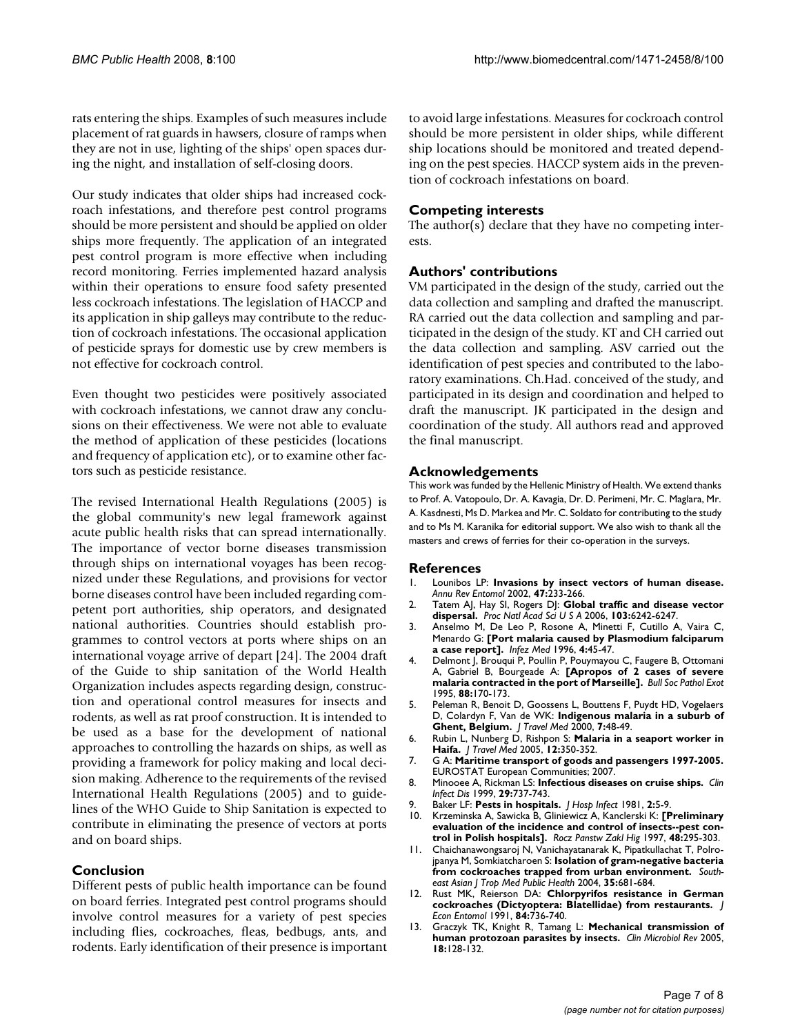rats entering the ships. Examples of such measures include placement of rat guards in hawsers, closure of ramps when they are not in use, lighting of the ships' open spaces during the night, and installation of self-closing doors.

Our study indicates that older ships had increased cockroach infestations, and therefore pest control programs should be more persistent and should be applied on older ships more frequently. The application of an integrated pest control program is more effective when including record monitoring. Ferries implemented hazard analysis within their operations to ensure food safety presented less cockroach infestations. The legislation of HACCP and its application in ship galleys may contribute to the reduction of cockroach infestations. The occasional application of pesticide sprays for domestic use by crew members is not effective for cockroach control.

Even thought two pesticides were positively associated with cockroach infestations, we cannot draw any conclusions on their effectiveness. We were not able to evaluate the method of application of these pesticides (locations and frequency of application etc), or to examine other factors such as pesticide resistance.

The revised International Health Regulations (2005) is the global community's new legal framework against acute public health risks that can spread internationally. The importance of vector borne diseases transmission through ships on international voyages has been recognized under these Regulations, and provisions for vector borne diseases control have been included regarding competent port authorities, ship operators, and designated national authorities. Countries should establish programmes to control vectors at ports where ships on an international voyage arrive of depart [24]. The 2004 draft of the Guide to ship sanitation of the World Health Organization includes aspects regarding design, construction and operational control measures for insects and rodents, as well as rat proof construction. It is intended to be used as a base for the development of national approaches to controlling the hazards on ships, as well as providing a framework for policy making and local decision making. Adherence to the requirements of the revised International Health Regulations (2005) and to guidelines of the WHO Guide to Ship Sanitation is expected to contribute in eliminating the presence of vectors at ports and on board ships.

## Conclusion

Different pests of public health importance can be found on board ferries. Integrated pest control programs should involve control measures for a variety of pest species including flies, cockroaches, fleas, bedbugs, ants, and rodents. Early identification of their presence is important to avoid large infestations. Measures for cockroach control should be more persistent in older ships, while different ship locations should be monitored and treated depending on the pest species. HACCP system aids in the prevention of cockroach infestations on board.

## Competing interests

The author(s) declare that they have no competing interests.

## Authors' contributions

VM participated in the design of the study, carried out the data collection and sampling and drafted the manuscript. RA carried out the data collection and sampling and participated in the design of the study. KT and CH carried out the data collection and sampling. ASV carried out the identification of pest species and contributed to the laboratory examinations. Ch.Had. conceived of the study, and participated in its design and coordination and helped to draft the manuscript. JK participated in the design and coordination of the study. All authors read and approved the final manuscript.

## Acknowledgements

This work was funded by the Hellenic Ministry of Health. We extend thanks to Prof. A. Vatopoulo, Dr. A. Kavagia, Dr. D. Perimeni, Mr. C. Maglara, Mr. A. Kasdnesti, Ms D. Markea and Mr. C. Soldato for contributing to the study and to Ms M. Karanika for editorial support. We also wish to thank all the masters and crews of ferries for their co-operation in the surveys.

## References

1. Lounibos LP: **Invasions by insect vectors of human disease.** *Annu Rev Entomol* 2002, **47:**233-266.
2. Tatem AJ, Hay SI, Rogers DJ: **Global traffic and disease vector dispersal.** *Proc Natl Acad Sci U S A* 2006, **103:**6242-6247.
3. Anselmo M, De Leo P, Rosone A, Minetti F, Cutillo A, Vaira C, Menardo G: **[Port malaria caused by Plasmodium falciparum a case report].** *Infez Med* 1996, **4:**45-47.
4. Delmont J, Brouqui P, Poullin P, Pouymayou C, Faugere B, Ottomani A, Gabriel B, Bourgeade A: **[Apropos of 2 cases of severe malaria contracted in the port of Marseille].** *Bull Soc Pathol Exot* 1995, **88:**170-173.
5. Peleman R, Benoit D, Goossens L, Bouttens F, Puydt HD, Vogelaers D, Colardyn F, Van de WK: **Indigenous malaria in a suburb of Ghent, Belgium.** *J Travel Med* 2000, **7:**48-49.
6. Rubin L, Nunberg D, Rishpon S: **Malaria in a seaport worker in Haifa.** *J Travel Med* 2005, **12:**350-352.
7. G A: **Maritime transport of goods and passengers 1997-2005.** EUROSTAT European Communities; 2007.
8. Minooee A, Rickman LS: **Infectious diseases on cruise ships.** *Clin Infect Dis* 1999, **29:**737-743.
9. Baker LF: **Pests in hospitals.** *J Hosp Infect* 1981, **2:**5-9.
10. Krzeminska A, Sawicka B, Gliniewicz A, Kanclerski K: **[Preliminary evaluation of the incidence and control of insects--pest control in Polish hospitals].** *Rocz Panstw Zakl Hig* 1997, **48:**295-303.
11. Chaichanawongsaroj N, Vanichayatanarak K, Pipatkullachat T, Polrojpanya M, Somkiatcharoen S: **Isolation of gram-negative bacteria from cockroaches trapped from urban environment.** *Southeast Asian J Trop Med Public Health* 2004, **35:**681-684.
12. Rust MK, Reierson DA: **Chlorpyrifos resistance in German cockroaches (Dictyoptera: Blatellidae) from restaurants.** *J Econ Entomol* 1991, **84:**736-740.
13. Graczyk TK, Knight R, Tamang L: **Mechanical transmission of human protozoan parasites by insects.** *Clin Microbiol Rev* 2005, **18:**128-132.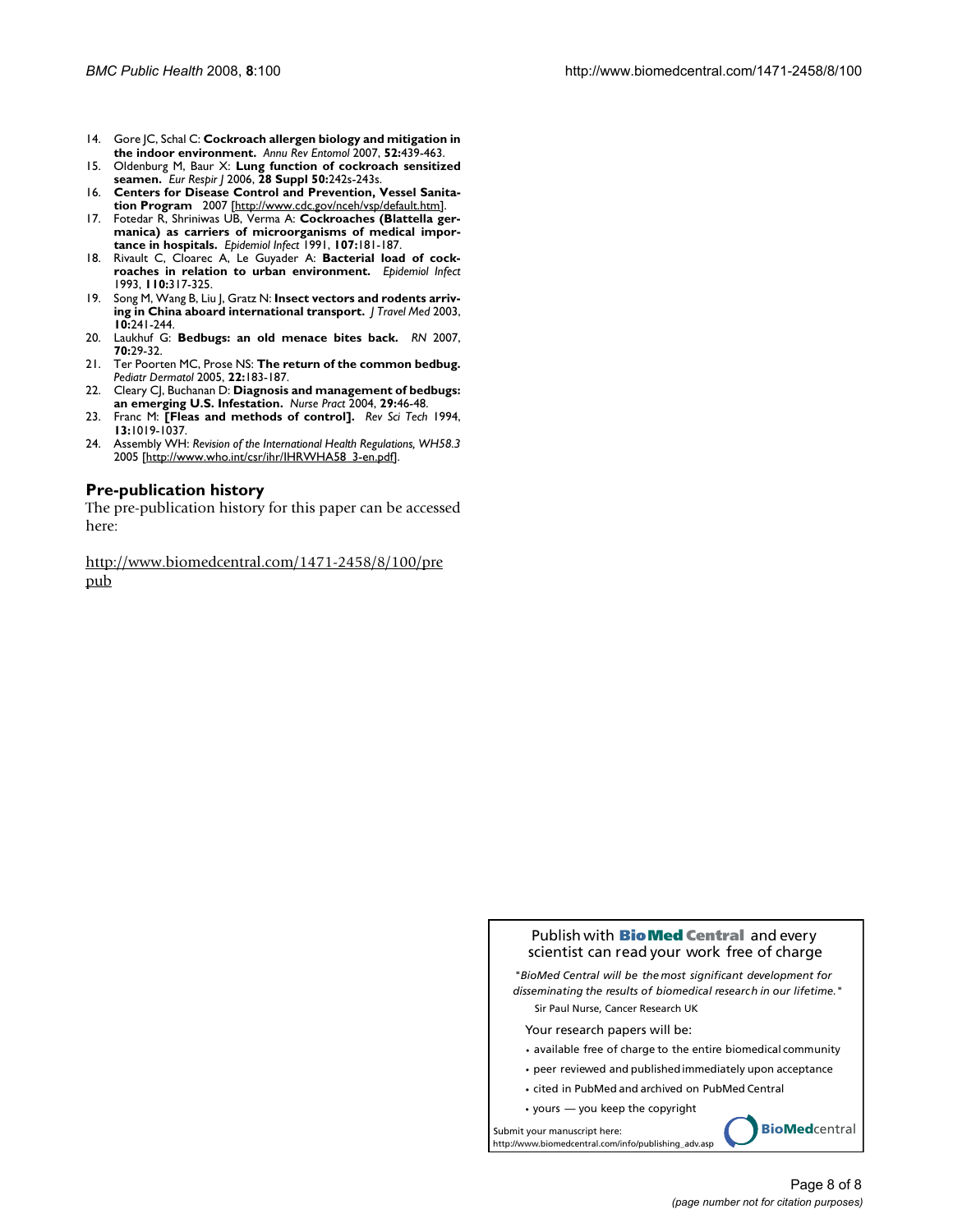14. Gore JC, Schal C: **Cockroach allergen biology and mitigation in the indoor environment.** *Annu Rev Entomol* 2007, **52:**439-463.
15. Oldenburg M, Baur X: **Lung function of cockroach sensitized seamen.** *Eur Respir J* 2006, **28 Suppl 50:**242s-243s.
16. **Centers for Disease Control and Prevention, Vessel Sanitation Program** 2007 [http://www.cdc.gov/nceh/vsp/default.htm].
17. Fotedar R, Shriniwas UB, Verma A: **Cockroaches (Blattella germanica) as carriers of microorganisms of medical importance in hospitals.** *Epidemiol Infect* 1991, **107:**181-187.
18. Rivault C, Cloarec A, Le Guyader A: **Bacterial load of cockroaches in relation to urban environment.** *Epidemiol Infect* 1993, **110:**317-325.
19. Song M, Wang B, Liu J, Gratz N: **Insect vectors and rodents arriving in China aboard international transport.** *J Travel Med* 2003, **10:**241-244.
20. Laukhuf G: **Bedbugs: an old menace bites back.** *RN* 2007, **70:**29-32.
21. Ter Poorten MC, Prose NS: **The return of the common bedbug.** *Pediatr Dermatol* 2005, **22:**183-187.
22. Cleary CJ, Buchanan D: **Diagnosis and management of bedbugs: an emerging U.S. Infestation.** *Nurse Pract* 2004, **29:**46-48.
23. Franc M: **[Fleas and methods of control].** *Rev Sci Tech* 1994, **13:**1019-1037.
24. Assembly WH: *Revision of the International Health Regulations, WH58.3* 2005 [http://www.who.int/csr/ihr/IHRWHA58_3-en.pdf].

## Pre-publication history

The pre-publication history for this paper can be accessed here:

http://www.biomedcentral.com/1471-2458/8/100/prepub

Publish with **BioMed Central** and every scientist can read your work free of charge

*"BioMed Central will be the most significant development for disseminating the results of biomedical research in our lifetime."*

Sir Paul Nurse, Cancer Research UK

Your research papers will be:

- available free of charge to the entire biomedical community
- peer reviewed and published immediately upon acceptance
- cited in PubMed and archived on PubMed Central
- yours — you keep the copyright

Submit your manuscript here:
http://www.biomedcentral.com/info/publishing_adv.asp

**BioMed**central